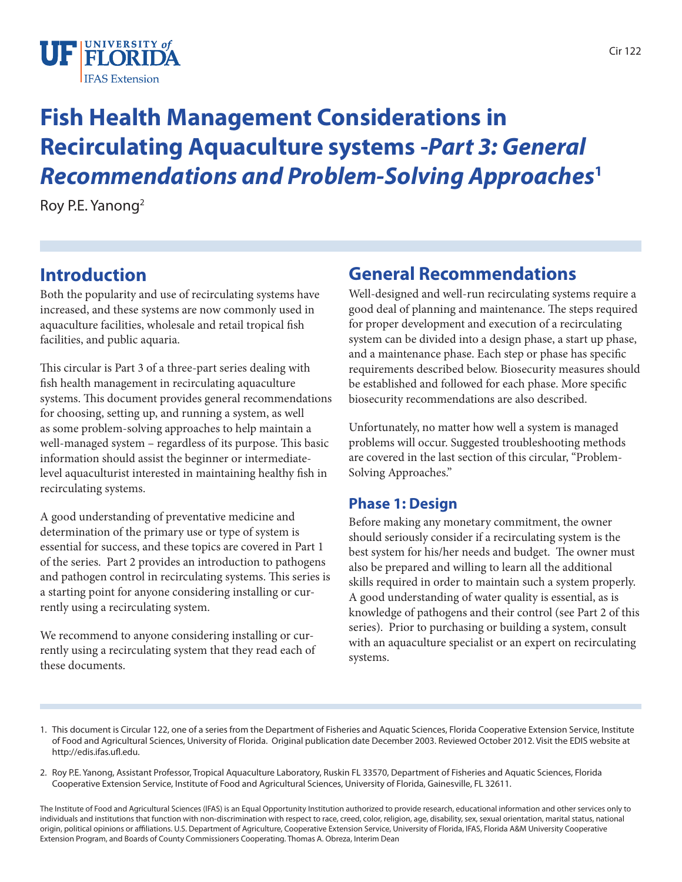# Fish Health Management Considerations in Recirculating Aquaculture systems -*Part 3: General Recommendations and Problem-Solving Approaches*[1]

Roy P.E. Yanong[2]

## Introduction

Both the popularity and use of recirculating systems have increased, and these systems are now commonly used in aquaculture facilities, wholesale and retail tropical fish facilities, and public aquaria.

This circular is Part 3 of a three-part series dealing with fish health management in recirculating aquaculture systems. This document provides general recommendations for choosing, setting up, and running a system, as well as some problem-solving approaches to help maintain a well-managed system – regardless of its purpose. This basic information should assist the beginner or intermediate-level aquaculturist interested in maintaining healthy fish in recirculating systems.

A good understanding of preventative medicine and determination of the primary use or type of system is essential for success, and these topics are covered in Part 1 of the series. Part 2 provides an introduction to pathogens and pathogen control in recirculating systems. This series is a starting point for anyone considering installing or currently using a recirculating system.

We recommend to anyone considering installing or currently using a recirculating system that they read each of these documents.

## General Recommendations

Well-designed and well-run recirculating systems require a good deal of planning and maintenance. The steps required for proper development and execution of a recirculating system can be divided into a design phase, a start up phase, and a maintenance phase. Each step or phase has specific requirements described below. Biosecurity measures should be established and followed for each phase. More specific biosecurity recommendations are also described.

Unfortunately, no matter how well a system is managed problems will occur. Suggested troubleshooting methods are covered in the last section of this circular, "Problem-Solving Approaches."

### Phase 1: Design

Before making any monetary commitment, the owner should seriously consider if a recirculating system is the best system for his/her needs and budget. The owner must also be prepared and willing to learn all the additional skills required in order to maintain such a system properly. A good understanding of water quality is essential, as is knowledge of pathogens and their control (see Part 2 of this series). Prior to purchasing or building a system, consult with an aquaculture specialist or an expert on recirculating systems.

---

1. This document is Circular 122, one of a series from the Department of Fisheries and Aquatic Sciences, Florida Cooperative Extension Service, Institute of Food and Agricultural Sciences, University of Florida. Original publication date December 2003. Reviewed October 2012. Visit the EDIS website at http://edis.ifas.ufl.edu.

2. Roy P.E. Yanong, Assistant Professor, Tropical Aquaculture Laboratory, Ruskin FL 33570, Department of Fisheries and Aquatic Sciences, Florida Cooperative Extension Service, Institute of Food and Agricultural Sciences, University of Florida, Gainesville, FL 32611.

The Institute of Food and Agricultural Sciences (IFAS) is an Equal Opportunity Institution authorized to provide research, educational information and other services only to individuals and institutions that function with non-discrimination with respect to race, creed, color, religion, age, disability, sex, sexual orientation, marital status, national origin, political opinions or affiliations. U.S. Department of Agriculture, Cooperative Extension Service, University of Florida, IFAS, Florida A&M University Cooperative Extension Program, and Boards of County Commissioners Cooperating. Thomas A. Obreza, Interim Dean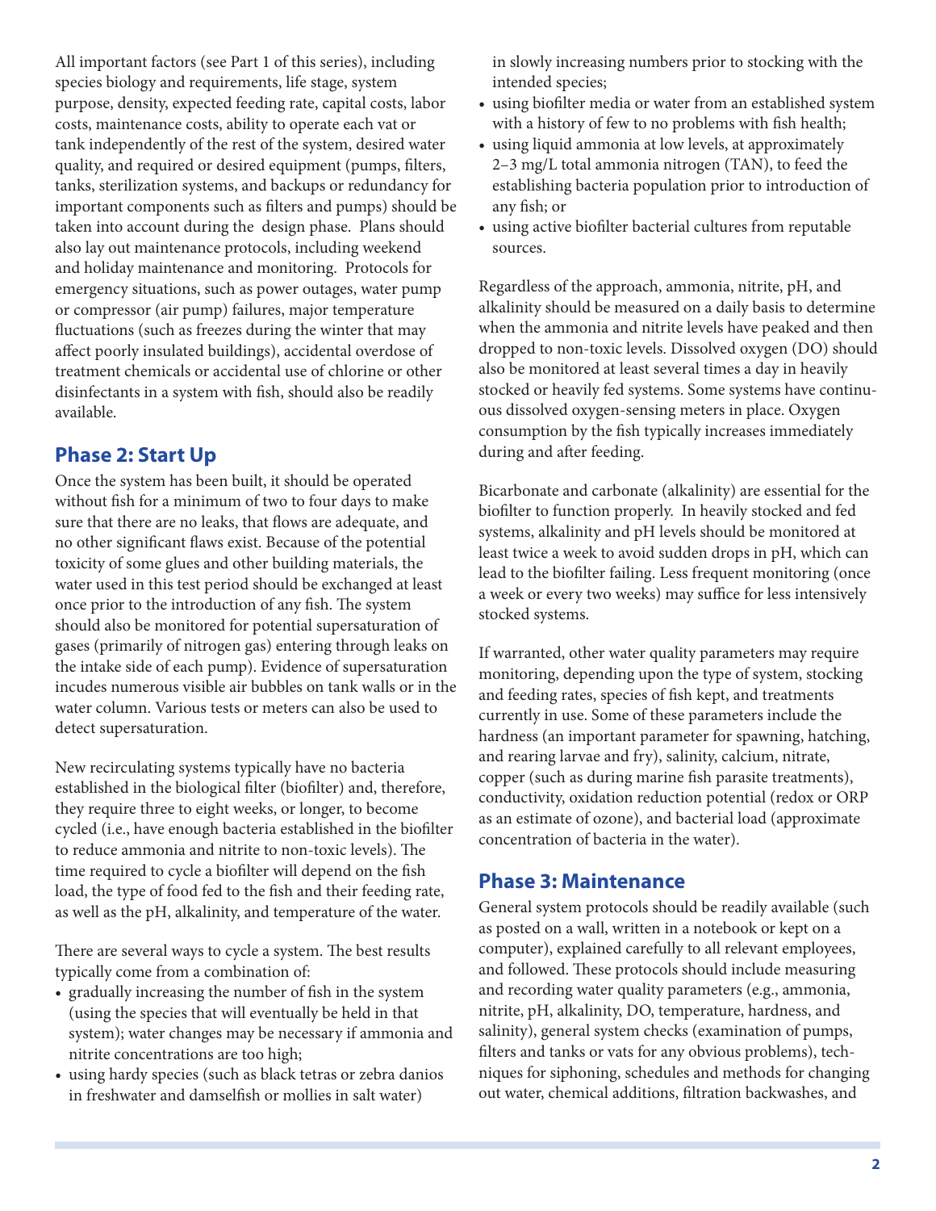All important factors (see Part 1 of this series), including species biology and requirements, life stage, system purpose, density, expected feeding rate, capital costs, labor costs, maintenance costs, ability to operate each vat or tank independently of the rest of the system, desired water quality, and required or desired equipment (pumps, filters, tanks, sterilization systems, and backups or redundancy for important components such as filters and pumps) should be taken into account during the design phase. Plans should also lay out maintenance protocols, including weekend and holiday maintenance and monitoring. Protocols for emergency situations, such as power outages, water pump or compressor (air pump) failures, major temperature fluctuations (such as freezes during the winter that may affect poorly insulated buildings), accidental overdose of treatment chemicals or accidental use of chlorine or other disinfectants in a system with fish, should also be readily available.

## Phase 2: Start Up

Once the system has been built, it should be operated without fish for a minimum of two to four days to make sure that there are no leaks, that flows are adequate, and no other significant flaws exist. Because of the potential toxicity of some glues and other building materials, the water used in this test period should be exchanged at least once prior to the introduction of any fish. The system should also be monitored for potential supersaturation of gases (primarily of nitrogen gas) entering through leaks on the intake side of each pump). Evidence of supersaturation incudes numerous visible air bubbles on tank walls or in the water column. Various tests or meters can also be used to detect supersaturation.

New recirculating systems typically have no bacteria established in the biological filter (biofilter) and, therefore, they require three to eight weeks, or longer, to become cycled (i.e., have enough bacteria established in the biofilter to reduce ammonia and nitrite to non-toxic levels). The time required to cycle a biofilter will depend on the fish load, the type of food fed to the fish and their feeding rate, as well as the pH, alkalinity, and temperature of the water.

There are several ways to cycle a system. The best results typically come from a combination of:

- gradually increasing the number of fish in the system (using the species that will eventually be held in that system); water changes may be necessary if ammonia and nitrite concentrations are too high;
- using hardy species (such as black tetras or zebra danios in freshwater and damselfish or mollies in salt water) in slowly increasing numbers prior to stocking with the intended species;
- using biofilter media or water from an established system with a history of few to no problems with fish health;
- using liquid ammonia at low levels, at approximately 2–3 mg/L total ammonia nitrogen (TAN), to feed the establishing bacteria population prior to introduction of any fish; or
- using active biofilter bacterial cultures from reputable sources.

Regardless of the approach, ammonia, nitrite, pH, and alkalinity should be measured on a daily basis to determine when the ammonia and nitrite levels have peaked and then dropped to non-toxic levels. Dissolved oxygen (DO) should also be monitored at least several times a day in heavily stocked or heavily fed systems. Some systems have continuous dissolved oxygen-sensing meters in place. Oxygen consumption by the fish typically increases immediately during and after feeding.

Bicarbonate and carbonate (alkalinity) are essential for the biofilter to function properly. In heavily stocked and fed systems, alkalinity and pH levels should be monitored at least twice a week to avoid sudden drops in pH, which can lead to the biofilter failing. Less frequent monitoring (once a week or every two weeks) may suffice for less intensively stocked systems.

If warranted, other water quality parameters may require monitoring, depending upon the type of system, stocking and feeding rates, species of fish kept, and treatments currently in use. Some of these parameters include the hardness (an important parameter for spawning, hatching, and rearing larvae and fry), salinity, calcium, nitrate, copper (such as during marine fish parasite treatments), conductivity, oxidation reduction potential (redox or ORP as an estimate of ozone), and bacterial load (approximate concentration of bacteria in the water).

## Phase 3: Maintenance

General system protocols should be readily available (such as posted on a wall, written in a notebook or kept on a computer), explained carefully to all relevant employees, and followed. These protocols should include measuring and recording water quality parameters (e.g., ammonia, nitrite, pH, alkalinity, DO, temperature, hardness, and salinity), general system checks (examination of pumps, filters and tanks or vats for any obvious problems), techniques for siphoning, schedules and methods for changing out water, chemical additions, filtration backwashes, and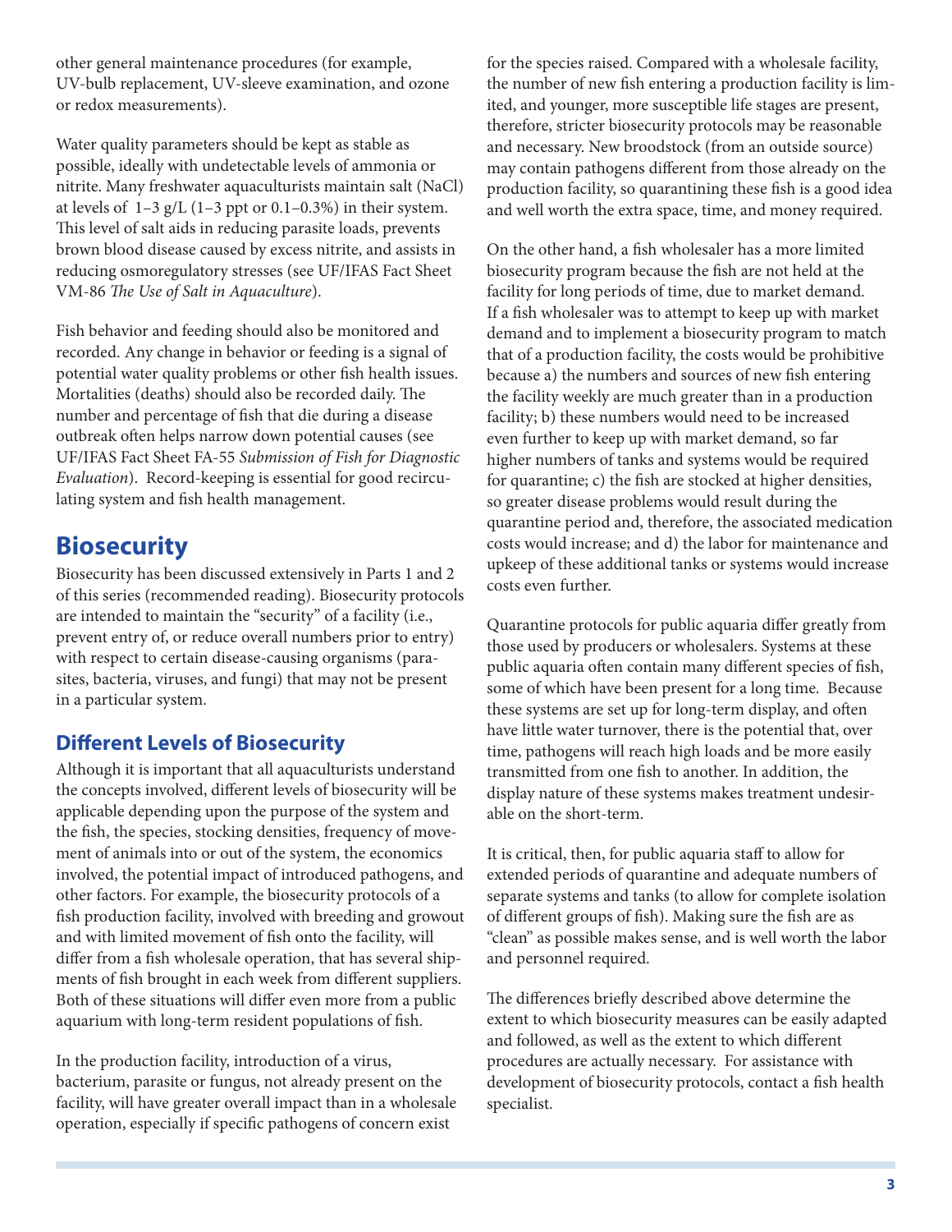other general maintenance procedures (for example, UV-bulb replacement, UV-sleeve examination, and ozone or redox measurements).

Water quality parameters should be kept as stable as possible, ideally with undetectable levels of ammonia or nitrite. Many freshwater aquaculturists maintain salt (NaCl) at levels of 1–3 g/L (1–3 ppt or 0.1–0.3%) in their system. This level of salt aids in reducing parasite loads, prevents brown blood disease caused by excess nitrite, and assists in reducing osmoregulatory stresses (see UF/IFAS Fact Sheet VM-86 *The Use of Salt in Aquaculture*).

Fish behavior and feeding should also be monitored and recorded. Any change in behavior or feeding is a signal of potential water quality problems or other fish health issues. Mortalities (deaths) should also be recorded daily. The number and percentage of fish that die during a disease outbreak often helps narrow down potential causes (see UF/IFAS Fact Sheet FA-55 *Submission of Fish for Diagnostic Evaluation*). Record-keeping is essential for good recirculating system and fish health management.

## Biosecurity

Biosecurity has been discussed extensively in Parts 1 and 2 of this series (recommended reading). Biosecurity protocols are intended to maintain the "security" of a facility (i.e., prevent entry of, or reduce overall numbers prior to entry) with respect to certain disease-causing organisms (parasites, bacteria, viruses, and fungi) that may not be present in a particular system.

### Different Levels of Biosecurity

Although it is important that all aquaculturists understand the concepts involved, different levels of biosecurity will be applicable depending upon the purpose of the system and the fish, the species, stocking densities, frequency of movement of animals into or out of the system, the economics involved, the potential impact of introduced pathogens, and other factors. For example, the biosecurity protocols of a fish production facility, involved with breeding and growout and with limited movement of fish onto the facility, will differ from a fish wholesale operation, that has several shipments of fish brought in each week from different suppliers. Both of these situations will differ even more from a public aquarium with long-term resident populations of fish.

In the production facility, introduction of a virus, bacterium, parasite or fungus, not already present on the facility, will have greater overall impact than in a wholesale operation, especially if specific pathogens of concern exist for the species raised. Compared with a wholesale facility, the number of new fish entering a production facility is limited, and younger, more susceptible life stages are present, therefore, stricter biosecurity protocols may be reasonable and necessary. New broodstock (from an outside source) may contain pathogens different from those already on the production facility, so quarantining these fish is a good idea and well worth the extra space, time, and money required.

On the other hand, a fish wholesaler has a more limited biosecurity program because the fish are not held at the facility for long periods of time, due to market demand. If a fish wholesaler was to attempt to keep up with market demand and to implement a biosecurity program to match that of a production facility, the costs would be prohibitive because a) the numbers and sources of new fish entering the facility weekly are much greater than in a production facility; b) these numbers would need to be increased even further to keep up with market demand, so far higher numbers of tanks and systems would be required for quarantine; c) the fish are stocked at higher densities, so greater disease problems would result during the quarantine period and, therefore, the associated medication costs would increase; and d) the labor for maintenance and upkeep of these additional tanks or systems would increase costs even further.

Quarantine protocols for public aquaria differ greatly from those used by producers or wholesalers. Systems at these public aquaria often contain many different species of fish, some of which have been present for a long time. Because these systems are set up for long-term display, and often have little water turnover, there is the potential that, over time, pathogens will reach high loads and be more easily transmitted from one fish to another. In addition, the display nature of these systems makes treatment undesirable on the short-term.

It is critical, then, for public aquaria staff to allow for extended periods of quarantine and adequate numbers of separate systems and tanks (to allow for complete isolation of different groups of fish). Making sure the fish are as "clean" as possible makes sense, and is well worth the labor and personnel required.

The differences briefly described above determine the extent to which biosecurity measures can be easily adapted and followed, as well as the extent to which different procedures are actually necessary. For assistance with development of biosecurity protocols, contact a fish health specialist.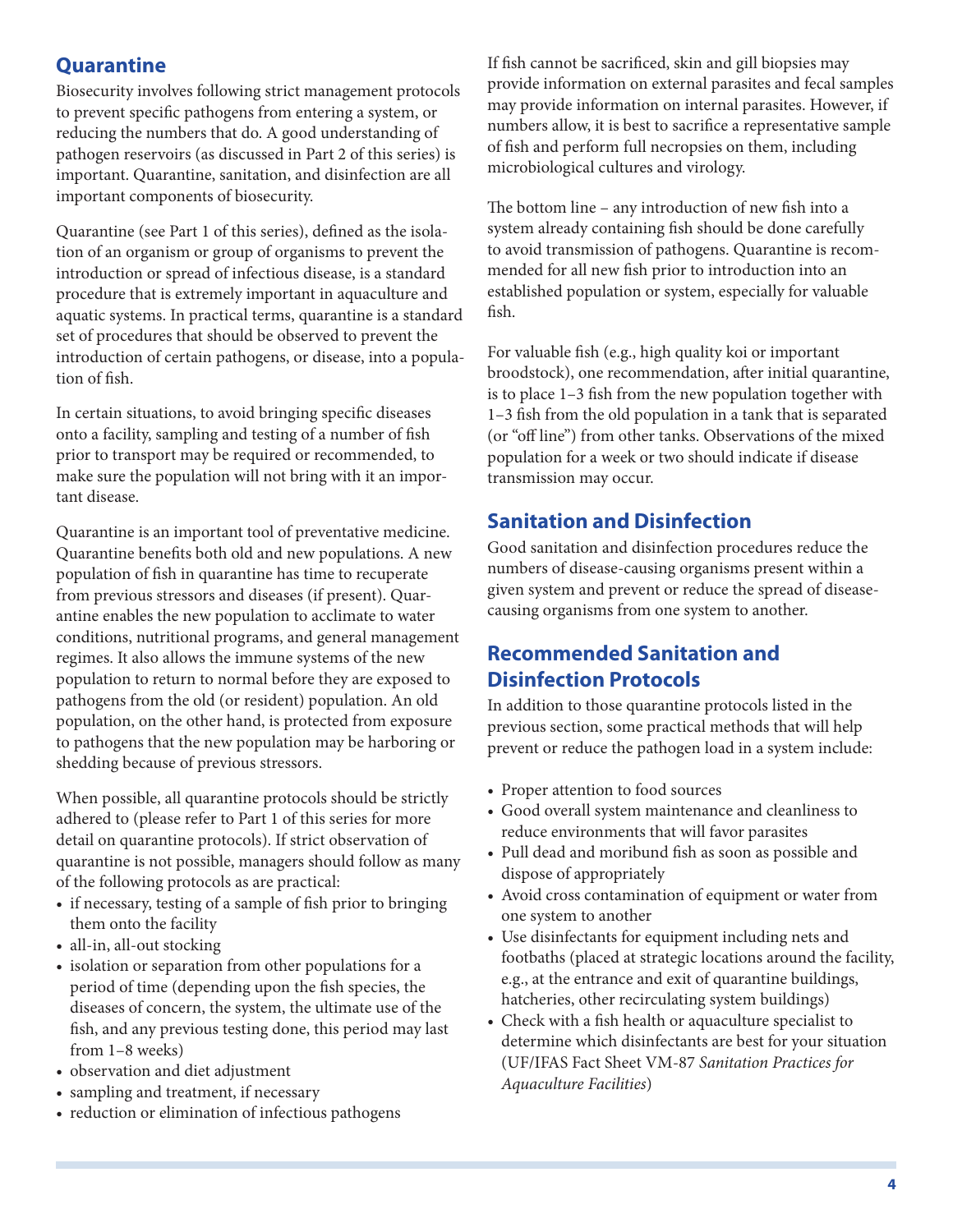## Quarantine

Biosecurity involves following strict management protocols to prevent specific pathogens from entering a system, or reducing the numbers that do. A good understanding of pathogen reservoirs (as discussed in Part 2 of this series) is important. Quarantine, sanitation, and disinfection are all important components of biosecurity.

Quarantine (see Part 1 of this series), defined as the isolation of an organism or group of organisms to prevent the introduction or spread of infectious disease, is a standard procedure that is extremely important in aquaculture and aquatic systems. In practical terms, quarantine is a standard set of procedures that should be observed to prevent the introduction of certain pathogens, or disease, into a population of fish.

In certain situations, to avoid bringing specific diseases onto a facility, sampling and testing of a number of fish prior to transport may be required or recommended, to make sure the population will not bring with it an important disease.

Quarantine is an important tool of preventative medicine. Quarantine benefits both old and new populations. A new population of fish in quarantine has time to recuperate from previous stressors and diseases (if present). Quarantine enables the new population to acclimate to water conditions, nutritional programs, and general management regimes. It also allows the immune systems of the new population to return to normal before they are exposed to pathogens from the old (or resident) population. An old population, on the other hand, is protected from exposure to pathogens that the new population may be harboring or shedding because of previous stressors.

When possible, all quarantine protocols should be strictly adhered to (please refer to Part 1 of this series for more detail on quarantine protocols). If strict observation of quarantine is not possible, managers should follow as many of the following protocols as are practical:

- if necessary, testing of a sample of fish prior to bringing them onto the facility
- all-in, all-out stocking
- isolation or separation from other populations for a period of time (depending upon the fish species, the diseases of concern, the system, the ultimate use of the fish, and any previous testing done, this period may last from 1–8 weeks)
- observation and diet adjustment
- sampling and treatment, if necessary
- reduction or elimination of infectious pathogens

If fish cannot be sacrificed, skin and gill biopsies may provide information on external parasites and fecal samples may provide information on internal parasites. However, if numbers allow, it is best to sacrifice a representative sample of fish and perform full necropsies on them, including microbiological cultures and virology.

The bottom line – any introduction of new fish into a system already containing fish should be done carefully to avoid transmission of pathogens. Quarantine is recommended for all new fish prior to introduction into an established population or system, especially for valuable fish.

For valuable fish (e.g., high quality koi or important broodstock), one recommendation, after initial quarantine, is to place 1–3 fish from the new population together with 1–3 fish from the old population in a tank that is separated (or "off line") from other tanks. Observations of the mixed population for a week or two should indicate if disease transmission may occur.

## Sanitation and Disinfection

Good sanitation and disinfection procedures reduce the numbers of disease-causing organisms present within a given system and prevent or reduce the spread of disease-causing organisms from one system to another.

## Recommended Sanitation and Disinfection Protocols

In addition to those quarantine protocols listed in the previous section, some practical methods that will help prevent or reduce the pathogen load in a system include:

- Proper attention to food sources
- Good overall system maintenance and cleanliness to reduce environments that will favor parasites
- Pull dead and moribund fish as soon as possible and dispose of appropriately
- Avoid cross contamination of equipment or water from one system to another
- Use disinfectants for equipment including nets and footbaths (placed at strategic locations around the facility, e.g., at the entrance and exit of quarantine buildings, hatcheries, other recirculating system buildings)
- Check with a fish health or aquaculture specialist to determine which disinfectants are best for your situation (UF/IFAS Fact Sheet VM-87 *Sanitation Practices for Aquaculture Facilities*)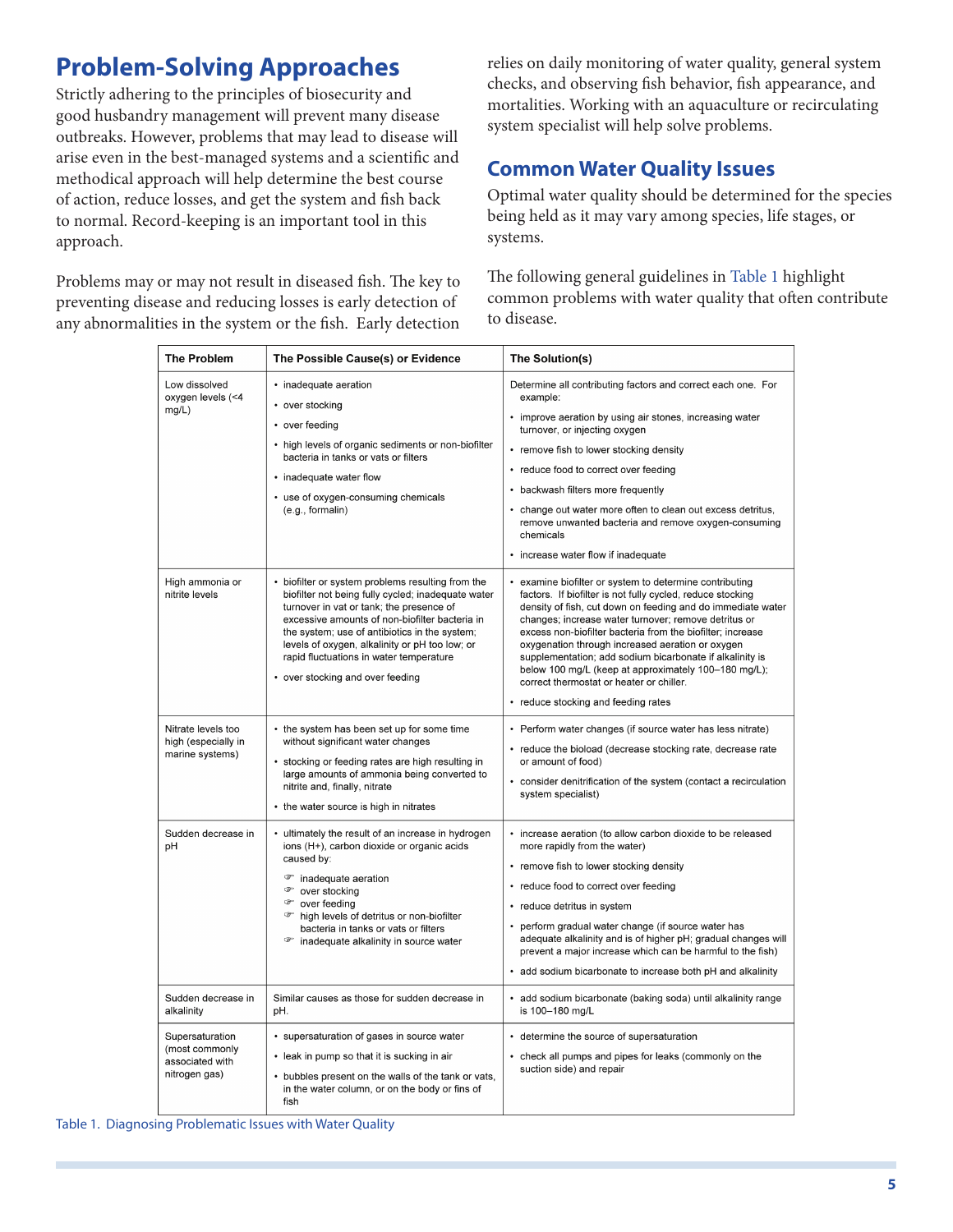## Problem-Solving Approaches

Strictly adhering to the principles of biosecurity and good husbandry management will prevent many disease outbreaks. However, problems that may lead to disease will arise even in the best-managed systems and a scientific and methodical approach will help determine the best course of action, reduce losses, and get the system and fish back to normal. Record-keeping is an important tool in this approach.

Problems may or may not result in diseased fish. The key to preventing disease and reducing losses is early detection of any abnormalities in the system or the fish. Early detection relies on daily monitoring of water quality, general system checks, and observing fish behavior, fish appearance, and mortalities. Working with an aquaculture or recirculating system specialist will help solve problems.

## Common Water Quality Issues

Optimal water quality should be determined for the species being held as it may vary among species, life stages, or systems.

The following general guidelines in Table 1 highlight common problems with water quality that often contribute to disease.

| The Problem | The Possible Cause(s) or Evidence | The Solution(s) |
|---|---|---|
| Low dissolved oxygen levels (<4 mg/L) | • inadequate aeration<br>• over stocking<br>• over feeding<br>• high levels of organic sediments or non-biofilter bacteria in tanks or vats or filters<br>• inadequate water flow<br>• use of oxygen-consuming chemicals (e.g., formalin) | Determine all contributing factors and correct each one. For example:<br>• improve aeration by using air stones, increasing water turnover, or injecting oxygen<br>• remove fish to lower stocking density<br>• reduce food to correct over feeding<br>• backwash filters more frequently<br>• change out water more often to clean out excess detritus, remove unwanted bacteria and remove oxygen-consuming chemicals<br>• increase water flow if inadequate |
| High ammonia or nitrite levels | • biofilter or system problems resulting from the biofilter not being fully cycled; inadequate water turnover in vat or tank; the presence of excessive amounts of non-biofilter bacteria in the system; use of antibiotics in the system; levels of oxygen, alkalinity or pH too low; or rapid fluctuations in water temperature<br>• over stocking and over feeding | • examine biofilter or system to determine contributing factors. If biofilter is not fully cycled, reduce stocking density of fish, cut down on feeding and do immediate water changes; increase water turnover; remove detritus or excess non-biofilter bacteria from the biofilter; increase oxygenation through increased aeration or oxygen supplementation; add sodium bicarbonate if alkalinity is below 100 mg/L (keep at approximately 100–180 mg/L); correct thermostat or heater or chiller.<br>• reduce stocking and feeding rates |
| Nitrate levels too high (especially in marine systems) | • the system has been set up for some time without significant water changes<br>• stocking or feeding rates are high resulting in large amounts of ammonia being converted to nitrite and, finally, nitrate<br>• the water source is high in nitrates | • Perform water changes (if source water has less nitrate)<br>• reduce the bioload (decrease stocking rate, decrease rate or amount of food)<br>• consider denitrification of the system (contact a recirculation system specialist) |
| Sudden decrease in pH | • ultimately the result of an increase in hydrogen ions (H+), carbon dioxide or organic acids caused by:<br>☞ inadequate aeration<br>☞ over stocking<br>☞ over feeding<br>☞ high levels of detritus or non-biofilter bacteria in tanks or vats or filters<br>☞ inadequate alkalinity in source water | • increase aeration (to allow carbon dioxide to be released more rapidly from the water)<br>• remove fish to lower stocking density<br>• reduce food to correct over feeding<br>• reduce detritus in system<br>• perform gradual water change (if source water has adequate alkalinity and is of higher pH; gradual changes will prevent a major increase which can be harmful to the fish)<br>• add sodium bicarbonate to increase both pH and alkalinity |
| Sudden decrease in alkalinity | Similar causes as those for sudden decrease in pH. | • add sodium bicarbonate (baking soda) until alkalinity range is 100–180 mg/L |
| Supersaturation (most commonly associated with nitrogen gas) | • supersaturation of gases in source water<br>• leak in pump so that it is sucking in air<br>• bubbles present on the walls of the tank or vats, in the water column, or on the body or fins of fish | • determine the source of supersaturation<br>• check all pumps and pipes for leaks (commonly on the suction side) and repair |

Table 1. Diagnosing Problematic Issues with Water Quality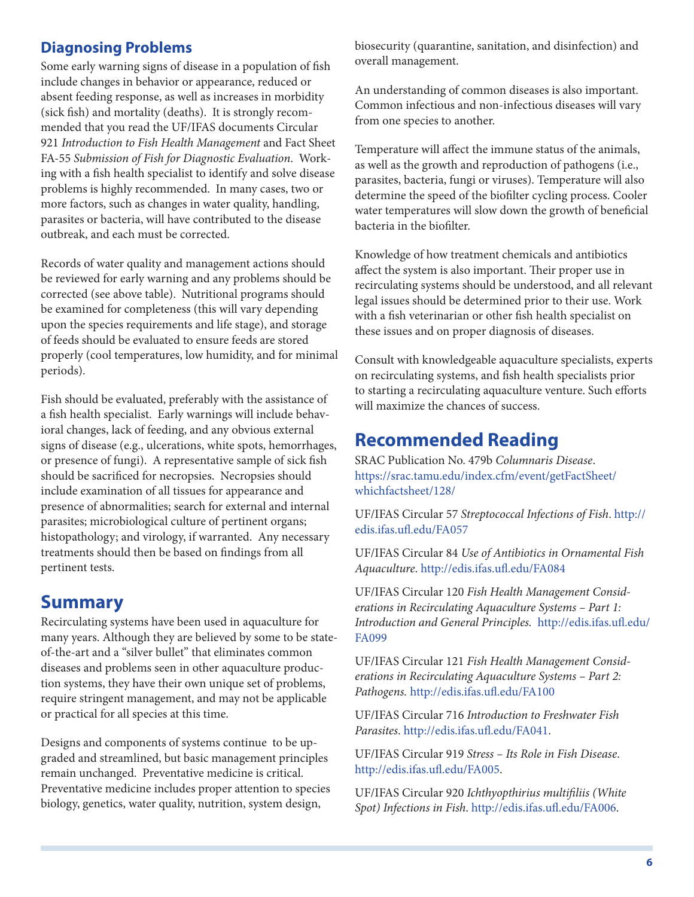## Diagnosing Problems

Some early warning signs of disease in a population of fish include changes in behavior or appearance, reduced or absent feeding response, as well as increases in morbidity (sick fish) and mortality (deaths). It is strongly recommended that you read the UF/IFAS documents Circular 921 *Introduction to Fish Health Management* and Fact Sheet FA-55 *Submission of Fish for Diagnostic Evaluation*. Working with a fish health specialist to identify and solve disease problems is highly recommended. In many cases, two or more factors, such as changes in water quality, handling, parasites or bacteria, will have contributed to the disease outbreak, and each must be corrected.

Records of water quality and management actions should be reviewed for early warning and any problems should be corrected (see above table). Nutritional programs should be examined for completeness (this will vary depending upon the species requirements and life stage), and storage of feeds should be evaluated to ensure feeds are stored properly (cool temperatures, low humidity, and for minimal periods).

Fish should be evaluated, preferably with the assistance of a fish health specialist. Early warnings will include behavioral changes, lack of feeding, and any obvious external signs of disease (e.g., ulcerations, white spots, hemorrhages, or presence of fungi). A representative sample of sick fish should be sacrificed for necropsies. Necropsies should include examination of all tissues for appearance and presence of abnormalities; search for external and internal parasites; microbiological culture of pertinent organs; histopathology; and virology, if warranted. Any necessary treatments should then be based on findings from all pertinent tests.

## Summary

Recirculating systems have been used in aquaculture for many years. Although they are believed by some to be state-of-the-art and a "silver bullet" that eliminates common diseases and problems seen in other aquaculture production systems, they have their own unique set of problems, require stringent management, and may not be applicable or practical for all species at this time.

Designs and components of systems continue to be upgraded and streamlined, but basic management principles remain unchanged. Preventative medicine is critical. Preventative medicine includes proper attention to species biology, genetics, water quality, nutrition, system design, biosecurity (quarantine, sanitation, and disinfection) and overall management.

An understanding of common diseases is also important. Common infectious and non-infectious diseases will vary from one species to another.

Temperature will affect the immune status of the animals, as well as the growth and reproduction of pathogens (i.e., parasites, bacteria, fungi or viruses). Temperature will also determine the speed of the biofilter cycling process. Cooler water temperatures will slow down the growth of beneficial bacteria in the biofilter.

Knowledge of how treatment chemicals and antibiotics affect the system is also important. Their proper use in recirculating systems should be understood, and all relevant legal issues should be determined prior to their use. Work with a fish veterinarian or other fish health specialist on these issues and on proper diagnosis of diseases.

Consult with knowledgeable aquaculture specialists, experts on recirculating systems, and fish health specialists prior to starting a recirculating aquaculture venture. Such efforts will maximize the chances of success.

## Recommended Reading

SRAC Publication No. 479b *Columnaris Disease*. https://srac.tamu.edu/index.cfm/event/getFactSheet/whichfactsheet/128/

UF/IFAS Circular 57 *Streptococcal Infections of Fish*. http://edis.ifas.ufl.edu/FA057

UF/IFAS Circular 84 *Use of Antibiotics in Ornamental Fish Aquaculture*. http://edis.ifas.ufl.edu/FA084

UF/IFAS Circular 120 *Fish Health Management Considerations in Recirculating Aquaculture Systems – Part 1: Introduction and General Principles.* http://edis.ifas.ufl.edu/FA099

UF/IFAS Circular 121 *Fish Health Management Considerations in Recirculating Aquaculture Systems – Part 2: Pathogens.* http://edis.ifas.ufl.edu/FA100

UF/IFAS Circular 716 *Introduction to Freshwater Fish Parasites*. http://edis.ifas.ufl.edu/FA041.

UF/IFAS Circular 919 *Stress – Its Role in Fish Disease*. http://edis.ifas.ufl.edu/FA005.

UF/IFAS Circular 920 *Ichthyopthirius multifiliis (White Spot) Infections in Fish*. http://edis.ifas.ufl.edu/FA006.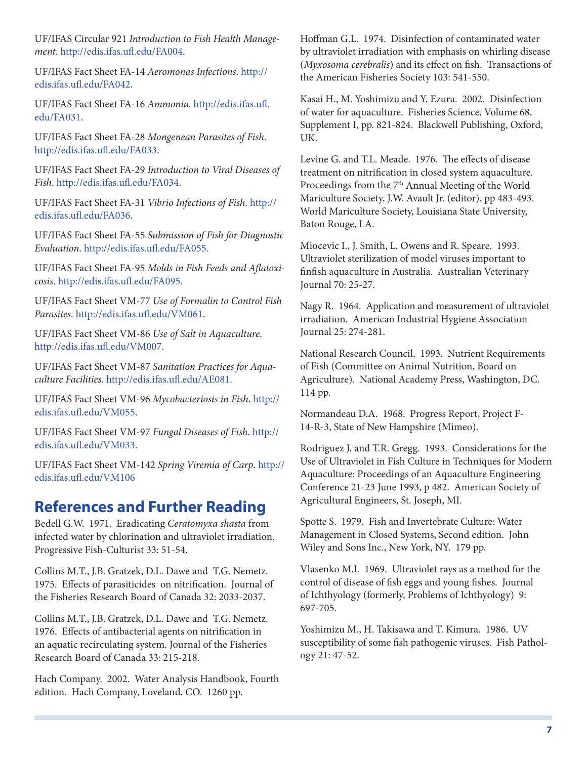UF/IFAS Circular 921 *Introduction to Fish Health Management*. http://edis.ifas.ufl.edu/FA004.

UF/IFAS Fact Sheet FA-14 *Aeromonas Infections*. http://edis.ifas.ufl.edu/FA042.

UF/IFAS Fact Sheet FA-16 *Ammonia*. http://edis.ifas.ufl.edu/FA031.

UF/IFAS Fact Sheet FA-28 *Mongenean Parasites of Fish*. http://edis.ifas.ufl.edu/FA033.

UF/IFAS Fact Sheet FA-29 *Introduction to Viral Diseases of Fish*. http://edis.ifas.ufl.edu/FA034.

UF/IFAS Fact Sheet FA-31 *Vibrio Infections of Fish*. http://edis.ifas.ufl.edu/FA036.

UF/IFAS Fact Sheet FA-55 *Submission of Fish for Diagnostic Evaluation*. http://edis.ifas.ufl.edu/FA055.

UF/IFAS Fact Sheet FA-95 *Molds in Fish Feeds and Aflatoxicosis*. http://edis.ifas.ufl.edu/FA095.

UF/IFAS Fact Sheet VM-77 *Use of Formalin to Control Fish Parasites*. http://edis.ifas.ufl.edu/VM061.

UF/IFAS Fact Sheet VM-86 *Use of Salt in Aquaculture*. http://edis.ifas.ufl.edu/VM007.

UF/IFAS Fact Sheet VM-87 *Sanitation Practices for Aquaculture Facilities*. http://edis.ifas.ufl.edu/AE081.

UF/IFAS Fact Sheet VM-96 *Mycobacteriosis in Fish*. http://edis.ifas.ufl.edu/VM055.

UF/IFAS Fact Sheet VM-97 *Fungal Diseases of Fish*. http://edis.ifas.ufl.edu/VM033.

UF/IFAS Fact Sheet VM-142 *Spring Viremia of Carp*. http://edis.ifas.ufl.edu/VM106

## References and Further Reading

Bedell G.W. 1971. Eradicating *Ceratomyxa shasta* from infected water by chlorination and ultraviolet irradiation. Progressive Fish-Culturist 33: 51-54.

Collins M.T., J.B. Gratzek, D.L. Dawe and T.G. Nemetz. 1975. Effects of parasiticides on nitrification. Journal of the Fisheries Research Board of Canada 32: 2033-2037.

Collins M.T., J.B. Gratzek, D.L. Dawe and T.G. Nemetz. 1976. Effects of antibacterial agents on nitrification in an aquatic recirculating system. Journal of the Fisheries Research Board of Canada 33: 215-218.

Hach Company. 2002. Water Analysis Handbook, Fourth edition. Hach Company, Loveland, CO. 1260 pp.

Hoffman G.L. 1974. Disinfection of contaminated water by ultraviolet irradiation with emphasis on whirling disease (*Myxosoma cerebralis*) and its effect on fish. Transactions of the American Fisheries Society 103: 541-550.

Kasai H., M. Yoshimizu and Y. Ezura. 2002. Disinfection of water for aquaculture. Fisheries Science, Volume 68, Supplement I, pp. 821-824. Blackwell Publishing, Oxford, UK.

Levine G. and T.L. Meade. 1976. The effects of disease treatment on nitrification in closed system aquaculture. Proceedings from the 7th Annual Meeting of the World Mariculture Society, J.W. Avault Jr. (editor), pp 483-493. World Mariculture Society, Louisiana State University, Baton Rouge, LA.

Miocevic I., J. Smith, L. Owens and R. Speare. 1993. Ultraviolet sterilization of model viruses important to finfish aquaculture in Australia. Australian Veterinary Journal 70: 25-27.

Nagy R. 1964. Application and measurement of ultraviolet irradiation. American Industrial Hygiene Association Journal 25: 274-281.

National Research Council. 1993. Nutrient Requirements of Fish (Committee on Animal Nutrition, Board on Agriculture). National Academy Press, Washington, DC. 114 pp.

Normandeau D.A. 1968. Progress Report, Project F-14-R-3, State of New Hampshire (Mimeo).

Rodriguez J. and T.R. Gregg. 1993. Considerations for the Use of Ultraviolet in Fish Culture in Techniques for Modern Aquaculture: Proceedings of an Aquaculture Engineering Conference 21-23 June 1993, p 482. American Society of Agricultural Engineers, St. Joseph, MI.

Spotte S. 1979. Fish and Invertebrate Culture: Water Management in Closed Systems, Second edition. John Wiley and Sons Inc., New York, NY. 179 pp.

Vlasenko M.I. 1969. Ultraviolet rays as a method for the control of disease of fish eggs and young fishes. Journal of Ichthyology (formerly, Problems of Ichthyology) 9: 697-705.

Yoshimizu M., H. Takisawa and T. Kimura. 1986. UV susceptibility of some fish pathogenic viruses. Fish Pathology 21: 47-52.